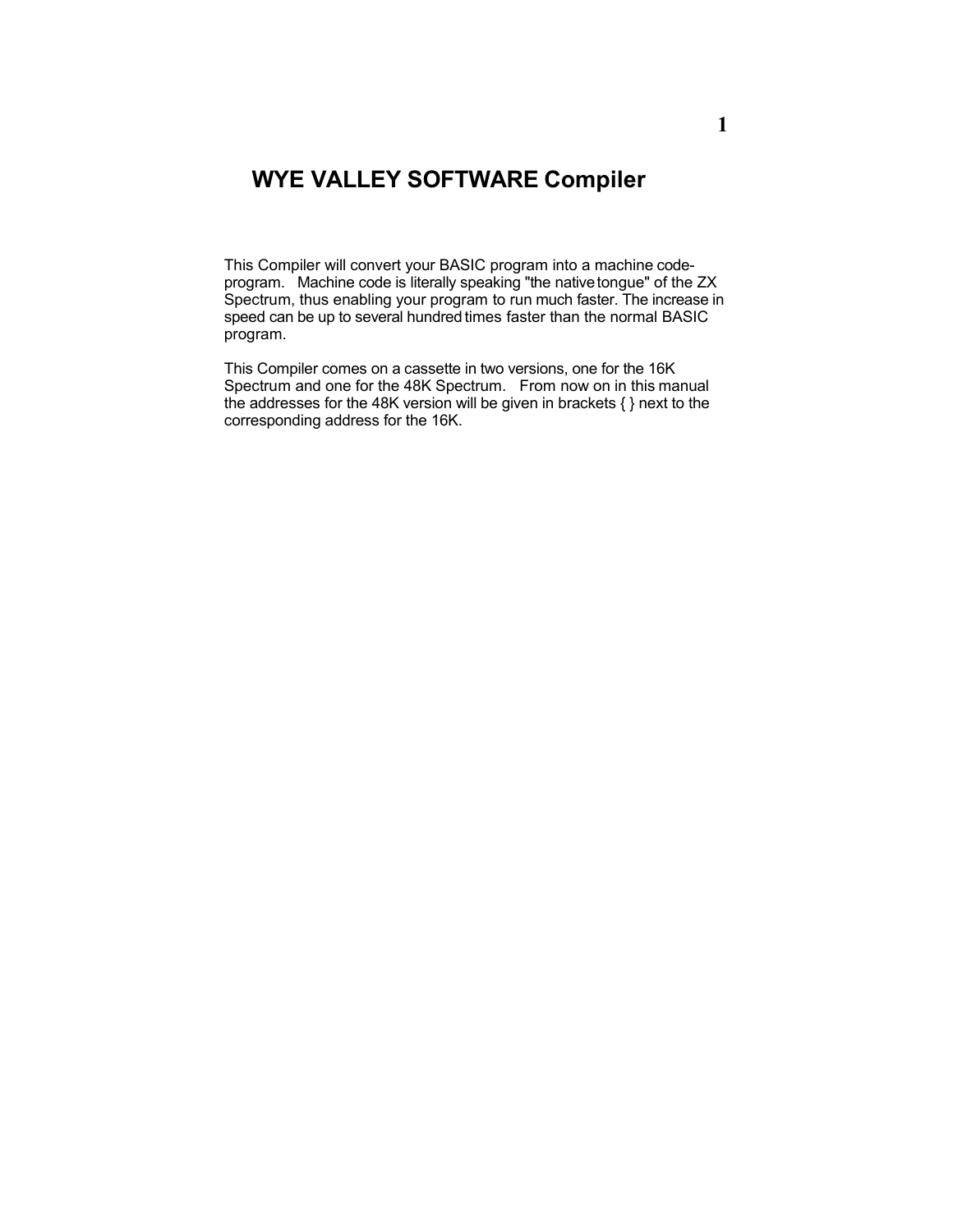# WYE VALLEY SOFTWARE Compiler

This Compiler will convert your BASIC program into a machine code-program. Machine code is literally speaking "the native tongue" of the ZX Spectrum, thus enabling your program to run much faster. The increase in speed can be up to several hundred times faster than the normal BASIC program.

This Compiler comes on a cassette in two versions, one for the 16K Spectrum and one for the 48K Spectrum. From now on in this manual the addresses for the 48K version will be given in brackets { } next to the corresponding address for the 16K.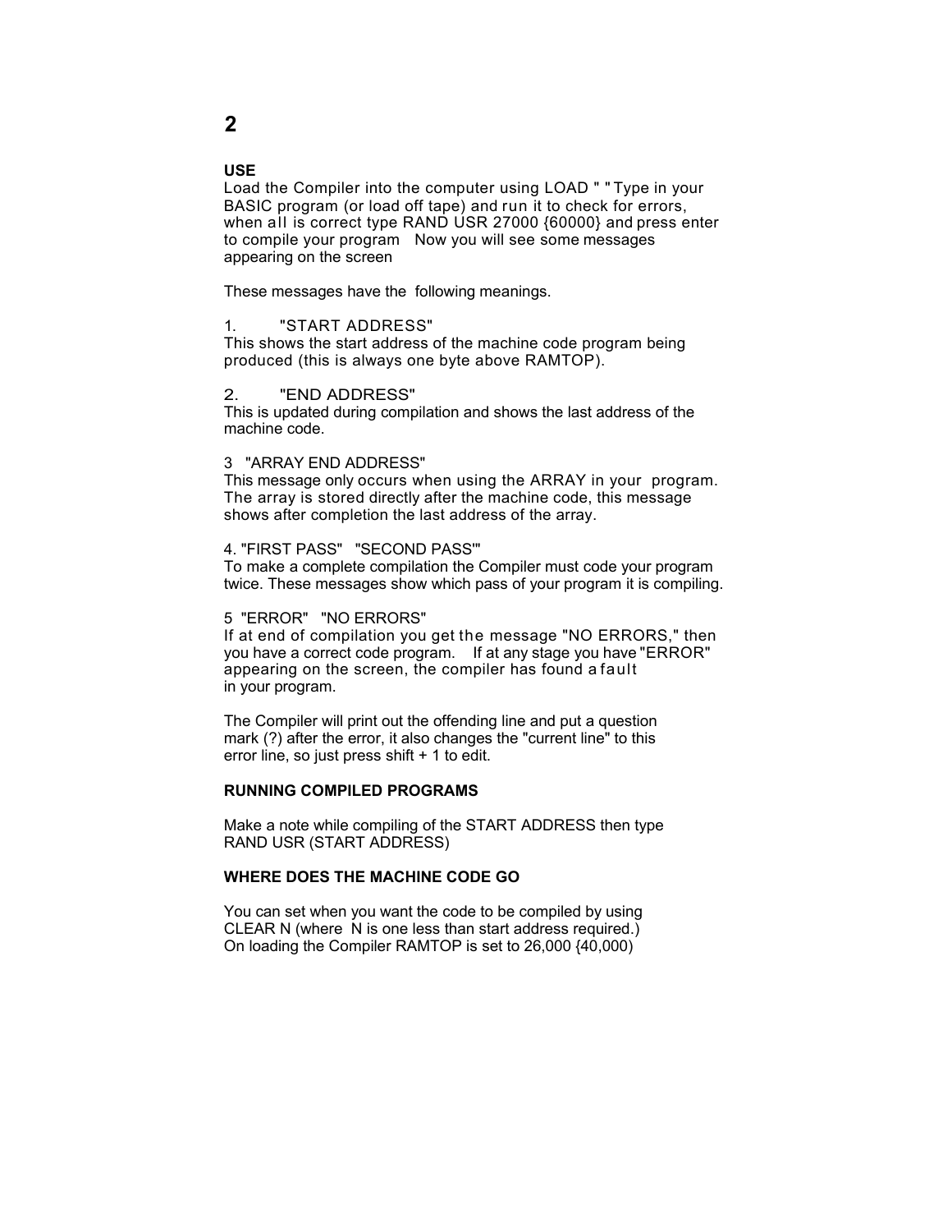## USE

Load the Compiler into the computer using LOAD " " Type in your BASIC program (or load off tape) and run it to check for errors, when all is correct type RAND USR 27000 {60000} and press enter to compile your program   Now you will see some messages appearing on the screen

These messages have the following meanings.

1. "START ADDRESS"
This shows the start address of the machine code program being produced (this is always one byte above RAMTOP).

2. "END ADDRESS"
This is updated during compilation and shows the last address of the machine code.

3 "ARRAY END ADDRESS"
This message only occurs when using the ARRAY in your program. The array is stored directly after the machine code, this message shows after completion the last address of the array.

4. "FIRST PASS" "SECOND PASS"'
To make a complete compilation the Compiler must code your program twice. These messages show which pass of your program it is compiling.

5 "ERROR" "NO ERRORS"
If at end of compilation you get the message "NO ERRORS," then you have a correct code program.   If at any stage you have "ERROR" appearing on the screen, the compiler has found a fault in your program.

The Compiler will print out the offending line and put a question mark (?) after the error, it also changes the "current line" to this error line, so just press shift + 1 to edit.

## RUNNING COMPILED PROGRAMS

Make a note while compiling of the START ADDRESS then type RAND USR (START ADDRESS)

## WHERE DOES THE MACHINE CODE GO

You can set when you want the code to be compiled by using CLEAR N (where N is one less than start address required.)
On loading the Compiler RAMTOP is set to 26,000 {40,000)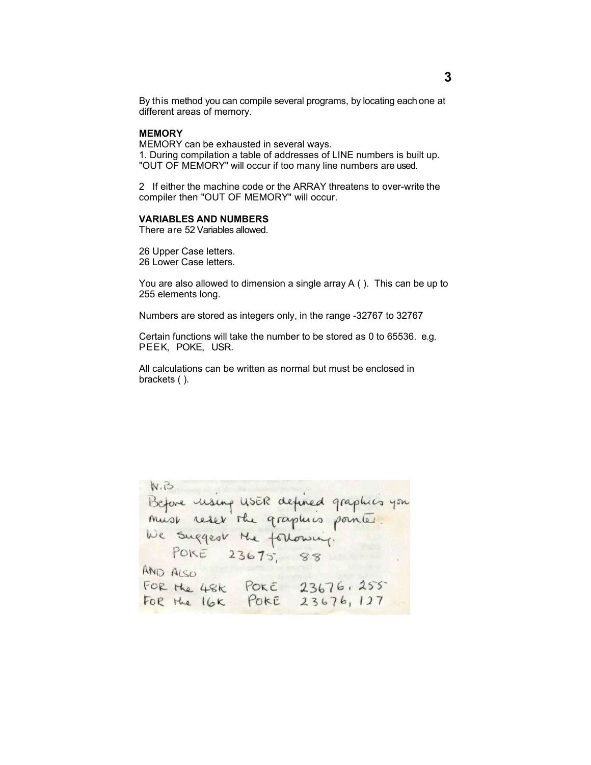By this method you can compile several programs, by locating each one at different areas of memory.

**MEMORY**

MEMORY can be exhausted in several ways.

1. During compilation a table of addresses of LINE numbers is built up. "OUT OF MEMORY" will occur if too many line numbers are used.

2 If either the machine code or the ARRAY threatens to over-write the compiler then "OUT OF MEMORY" will occur.

**VARIABLES AND NUMBERS**

There are 52 Variables allowed.

26 Upper Case letters.
26 Lower Case letters.

You are also allowed to dimension a single array A ( ). This can be up to 255 elements long.

Numbers are stored as integers only, in the range -32767 to 32767

Certain functions will take the number to be stored as 0 to 65536. e.g. PEEK, POKE, USR.

All calculations can be written as normal but must be enclosed in brackets ( ).

N.B.
Before using USER defined graphics you must reset the graphics pointer.
We suggest the following.

```
POKE 23675, 88
```

AND ALSO

```
FOR the 48K  POKE 23676, 255
FOR the 16K  POKE 23676, 127
```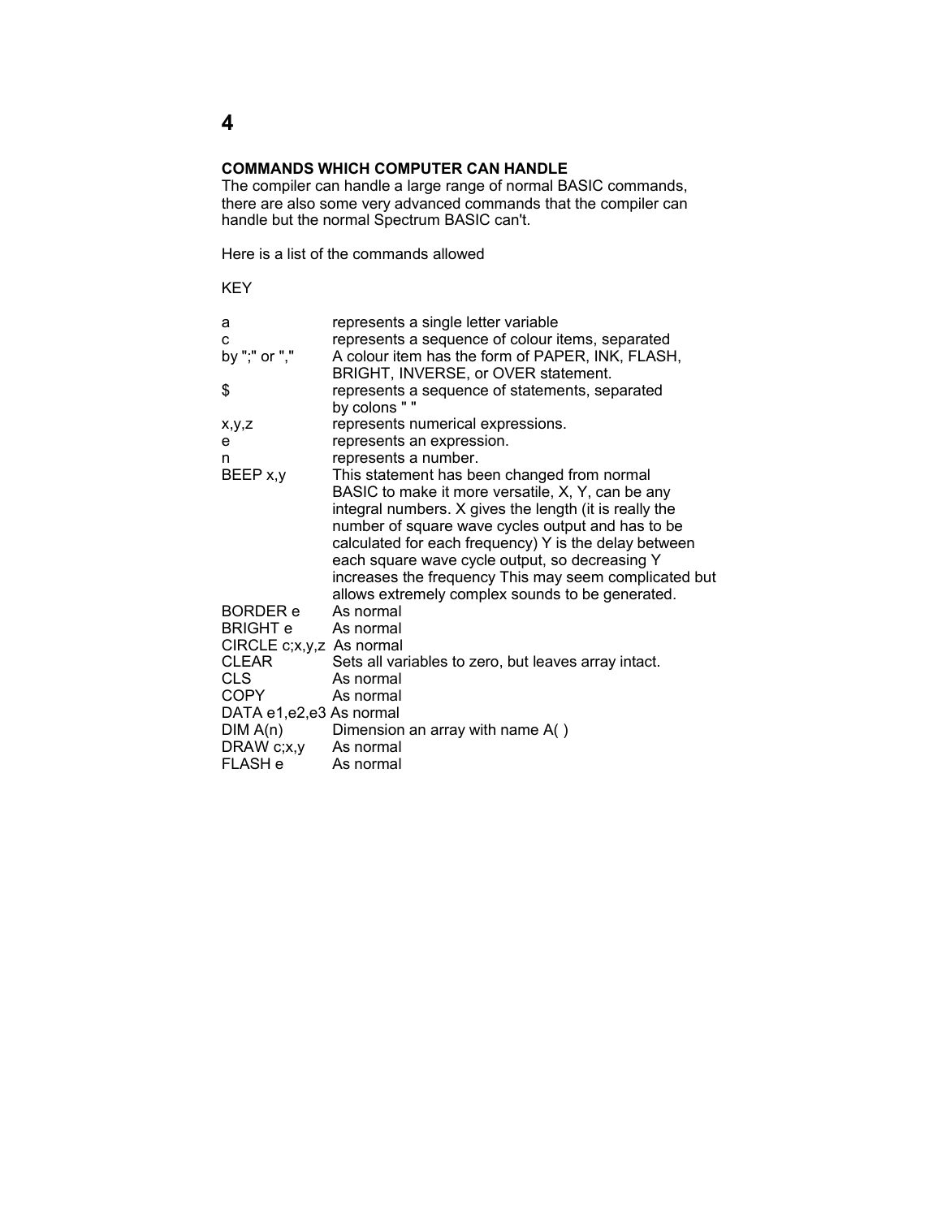## COMMANDS WHICH COMPUTER CAN HANDLE

The compiler can handle a large range of normal BASIC commands, there are also some very advanced commands that the compiler can handle but the normal Spectrum BASIC can't.

Here is a list of the commands allowed

KEY

| | |
|---|---|
| a | represents a single letter variable |
| c | represents a sequence of colour items, separated by ";" or "," A colour item has the form of PAPER, INK, FLASH, BRIGHT, INVERSE, or OVER statement. |
| $ | represents a sequence of statements, separated by colons " " |
| x,y,z | represents numerical expressions. |
| e | represents an expression. |
| n | represents a number. |
| BEEP x,y | This statement has been changed from normal BASIC to make it more versatile, X, Y, can be any integral numbers. X gives the length (it is really the number of square wave cycles output and has to be calculated for each frequency) Y is the delay between each square wave cycle output, so decreasing Y increases the frequency This may seem complicated but allows extremely complex sounds to be generated. |
| BORDER e | As normal |
| BRIGHT e | As normal |
| CIRCLE c;x,y,z | As normal |
| CLEAR | Sets all variables to zero, but leaves array intact. |
| CLS | As normal |
| COPY | As normal |
| DATA e1,e2,e3 | As normal |
| DIM A(n) | Dimension an array with name A( ) |
| DRAW c;x,y | As normal |
| FLASH e | As normal |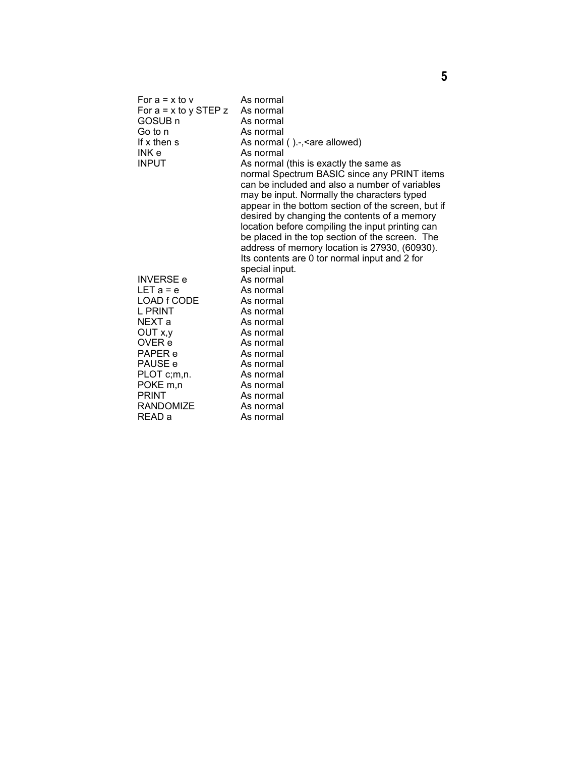| | |
|---|---|
| For a = x to v | As normal |
| For a = x to y STEP z | As normal |
| GOSUB n | As normal |
| Go to n | As normal |
| If x then s | As normal ( ).-,<are allowed) |
| INK e | As normal |
| INPUT | As normal (this is exactly the same as normal Spectrum BASIC since any PRINT items can be included and also a number of variables may be input. Normally the characters typed appear in the bottom section of the screen, but if desired by changing the contents of a memory location before compiling the input printing can be placed in the top section of the screen. The address of memory location is 27930, (60930). Its contents are 0 tor normal input and 2 for special input. |
| INVERSE e | As normal |
| LET a = e | As normal |
| LOAD f CODE | As normal |
| L PRINT | As normal |
| NEXT a | As normal |
| OUT x,y | As normal |
| OVER e | As normal |
| PAPER e | As normal |
| PAUSE e | As normal |
| PLOT c;m,n. | As normal |
| POKE m,n | As normal |
| PRINT | As normal |
| RANDOMIZE | As normal |
| READ a | As normal |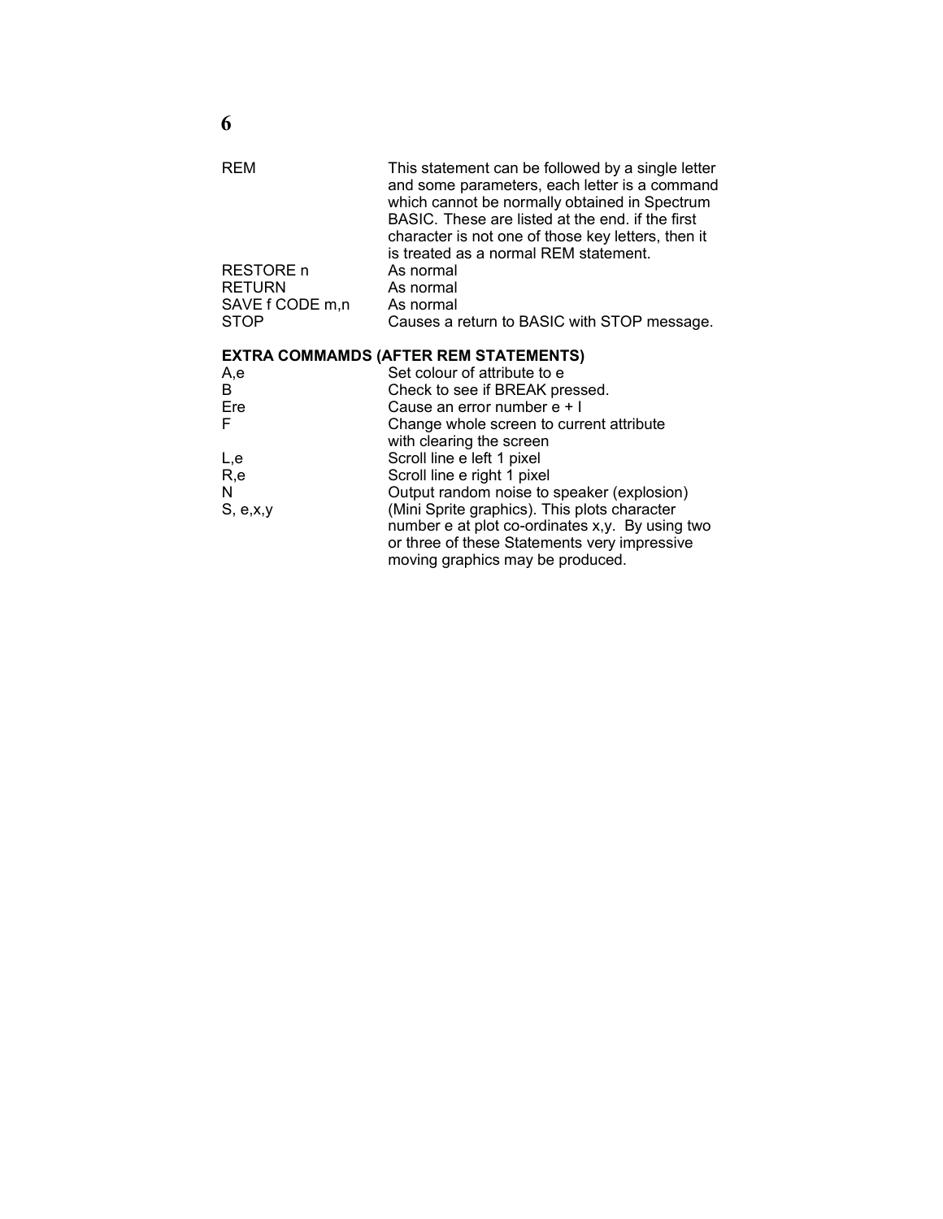| | |
|---|---|
| REM | This statement can be followed by a single letter and some parameters, each letter is a command which cannot be normally obtained in Spectrum BASIC. These are listed at the end. if the first character is not one of those key letters, then it is treated as a normal REM statement. |
| RESTORE n | As normal |
| RETURN | As normal |
| SAVE f CODE m,n | As normal |
| STOP | Causes a return to BASIC with STOP message. |

**EXTRA COMMAMDS (AFTER REM STATEMENTS)**

| | |
|---|---|
| A,e | Set colour of attribute to e |
| B | Check to see if BREAK pressed. |
| Ere | Cause an error number e + I |
| F | Change whole screen to current attribute with clearing the screen |
| L,e | Scroll line e left 1 pixel |
| R,e | Scroll line e right 1 pixel |
| N | Output random noise to speaker (explosion) |
| S, e,x,y | (Mini Sprite graphics). This plots character number e at plot co-ordinates x,y. By using two or three of these Statements very impressive moving graphics may be produced. |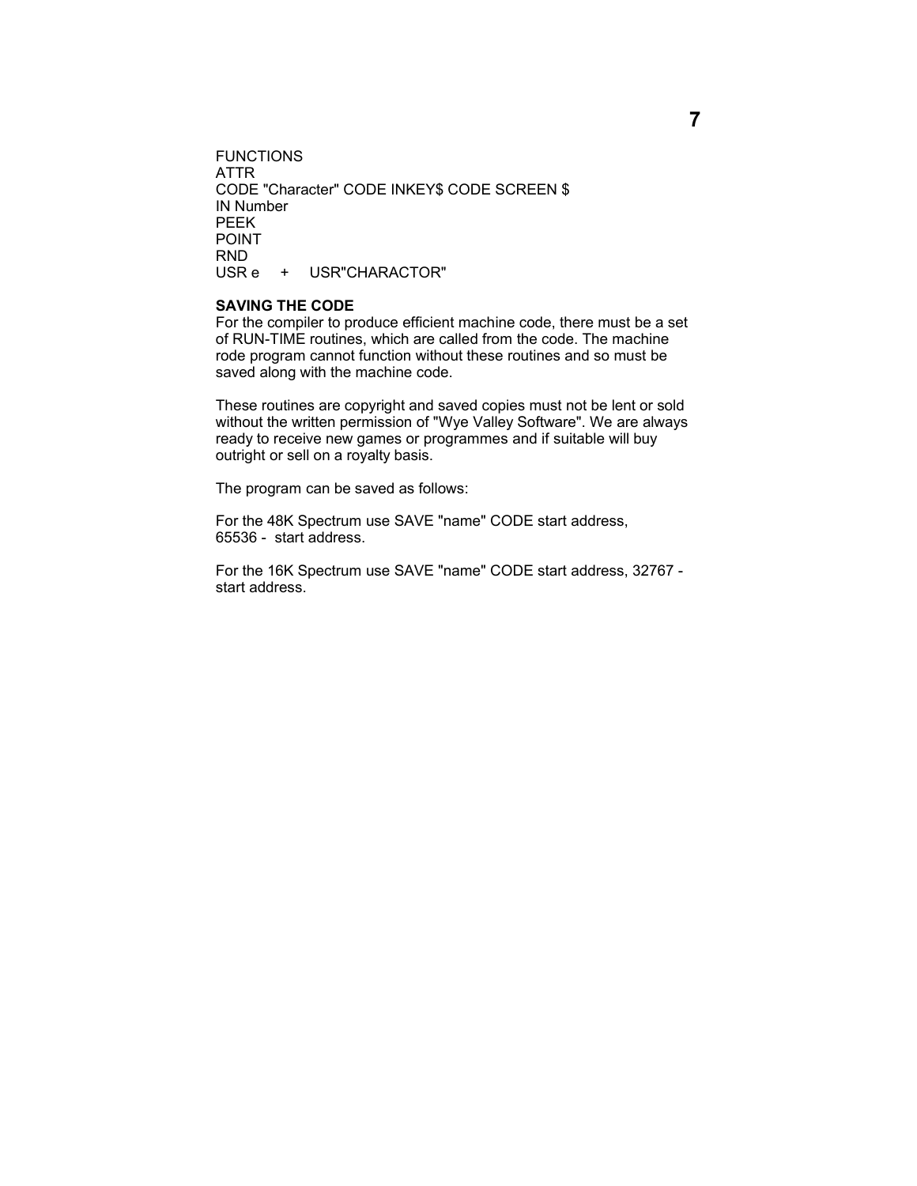FUNCTIONS
ATTR
CODE "Character" CODE INKEY$ CODE SCREEN $
IN Number
PEEK
POINT
RND
USR e + USR"CHARACTOR"

**SAVING THE CODE**
For the compiler to produce efficient machine code, there must be a set of RUN-TIME routines, which are called from the code. The machine rode program cannot function without these routines and so must be saved along with the machine code.

These routines are copyright and saved copies must not be lent or sold without the written permission of "Wye Valley Software". We are always ready to receive new games or programmes and if suitable will buy outright or sell on a royalty basis.

The program can be saved as follows:

For the 48K Spectrum use SAVE "name" CODE start address, 65536 - start address.

For the 16K Spectrum use SAVE "name" CODE start address, 32767 - start address.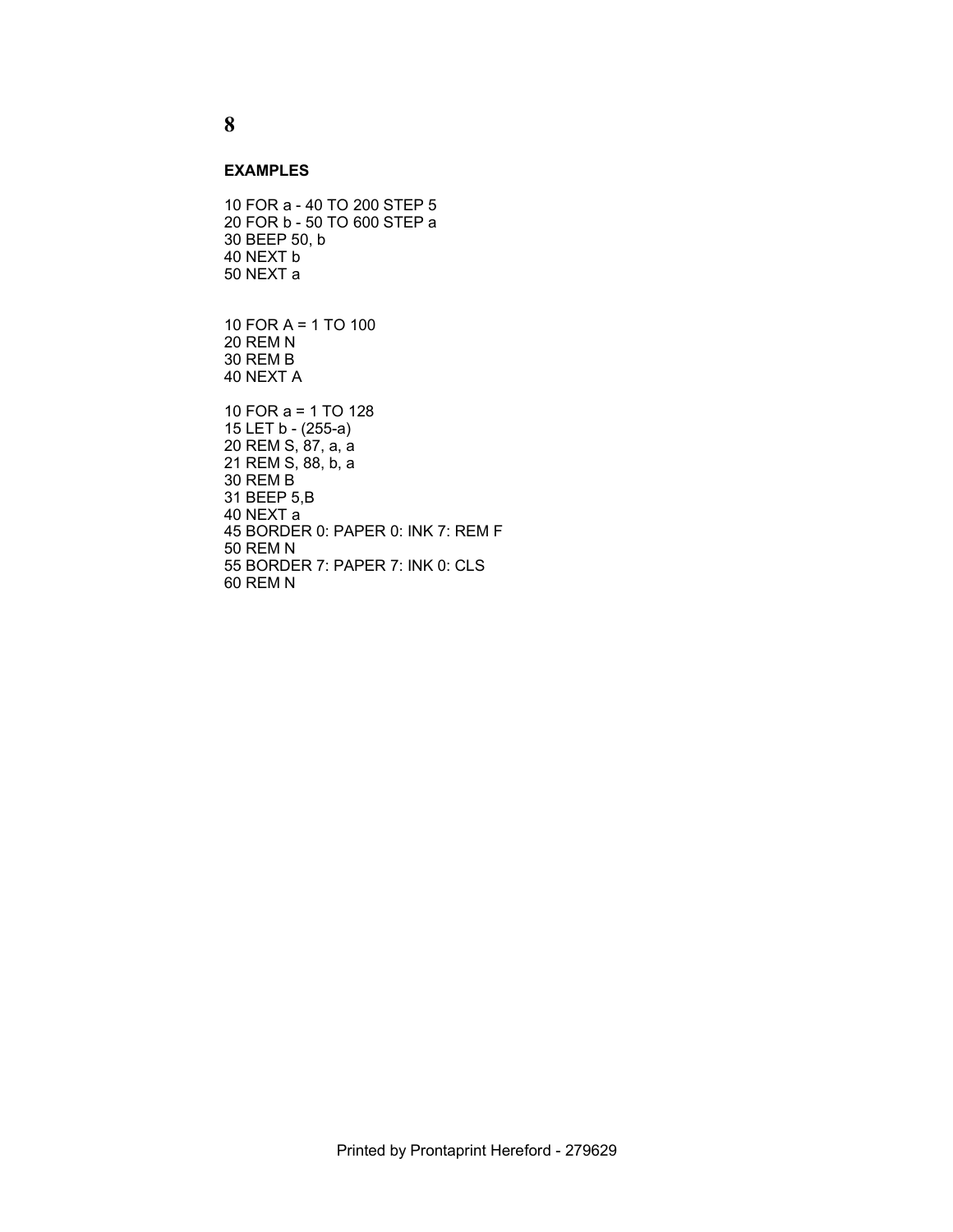**EXAMPLES**

```
10 FOR a - 40 TO 200 STEP 5
20 FOR b - 50 TO 600 STEP a
30 BEEP 50, b
40 NEXT b
50 NEXT a
```

```
10 FOR A = 1 TO 100
20 REM N
30 REM B
40 NEXT A
```

```
10 FOR a = 1 TO 128
15 LET b - (255-a)
20 REM S, 87, a, a
21 REM S, 88, b, a
30 REM B
31 BEEP 5,B
40 NEXT a
45 BORDER 0: PAPER 0: INK 7: REM F
50 REM N
55 BORDER 7: PAPER 7: INK 0: CLS
60 REM N
```

Printed by Prontaprint Hereford - 279629